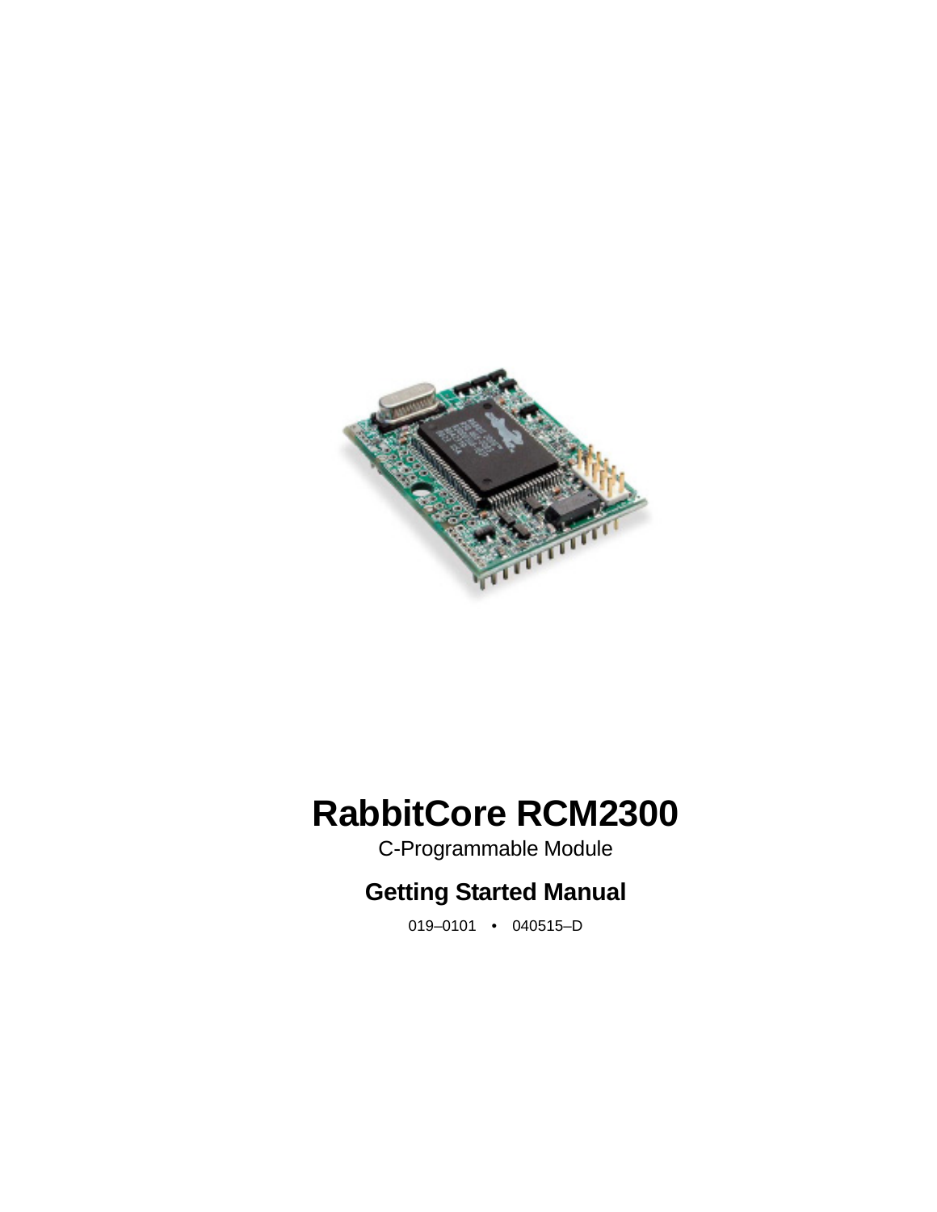# RabbitCore RCM2300

C-Programmable Module

## Getting Started Manual

019–0101 • 040515–D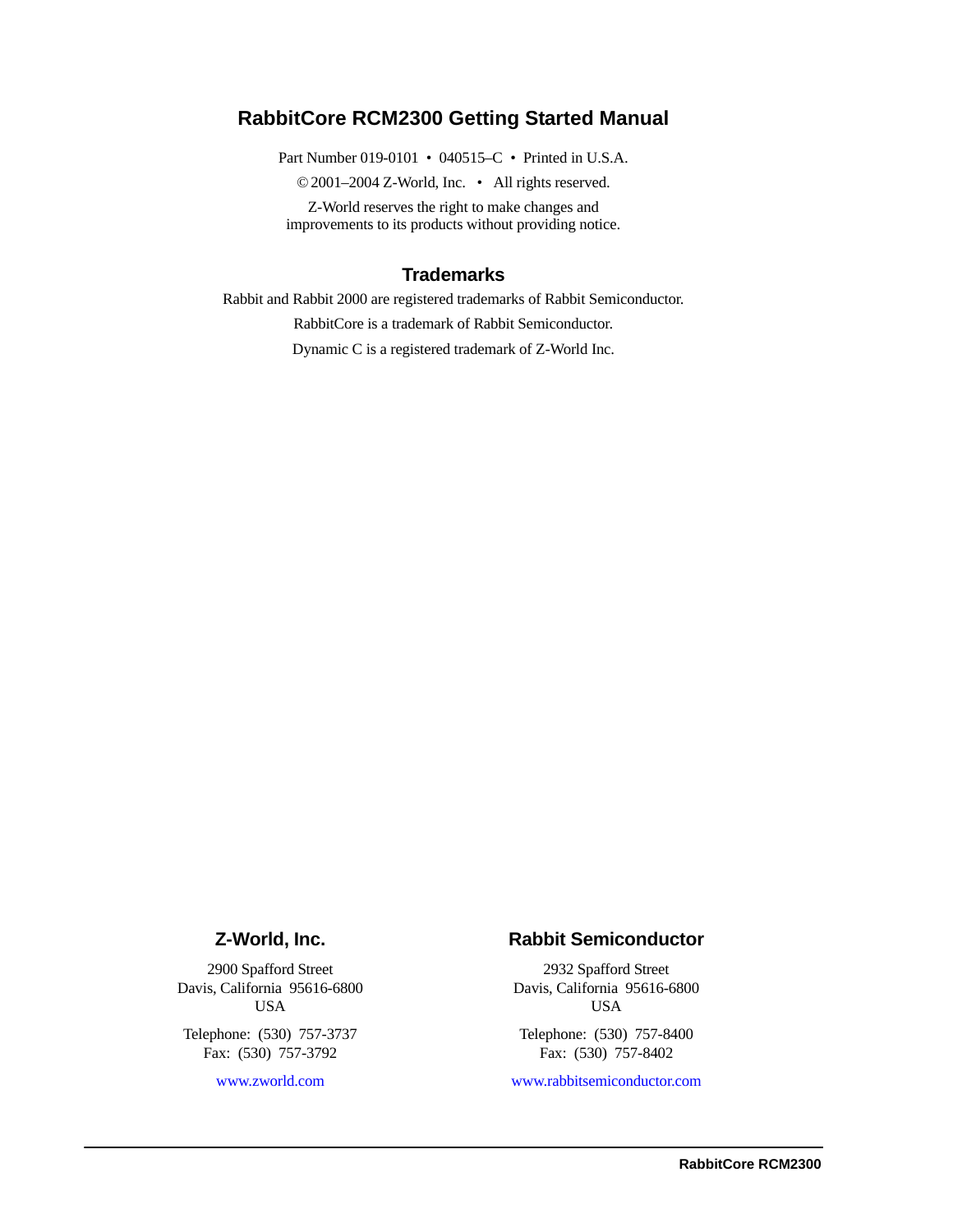# RabbitCore RCM2300 Getting Started Manual

Part Number 019-0101 • 040515–C • Printed in U.S.A.

© 2001–2004 Z-World, Inc. • All rights reserved.

Z-World reserves the right to make changes and improvements to its products without providing notice.

## Trademarks

Rabbit and Rabbit 2000 are registered trademarks of Rabbit Semiconductor.

RabbitCore is a trademark of Rabbit Semiconductor.

Dynamic C is a registered trademark of Z-World Inc.

## Z-World, Inc.

2900 Spafford Street
Davis, California 95616-6800
USA

Telephone: (530) 757-3737
Fax: (530) 757-3792

www.zworld.com

## Rabbit Semiconductor

2932 Spafford Street
Davis, California 95616-6800
USA

Telephone: (530) 757-8400
Fax: (530) 757-8402

www.rabbitsemiconductor.com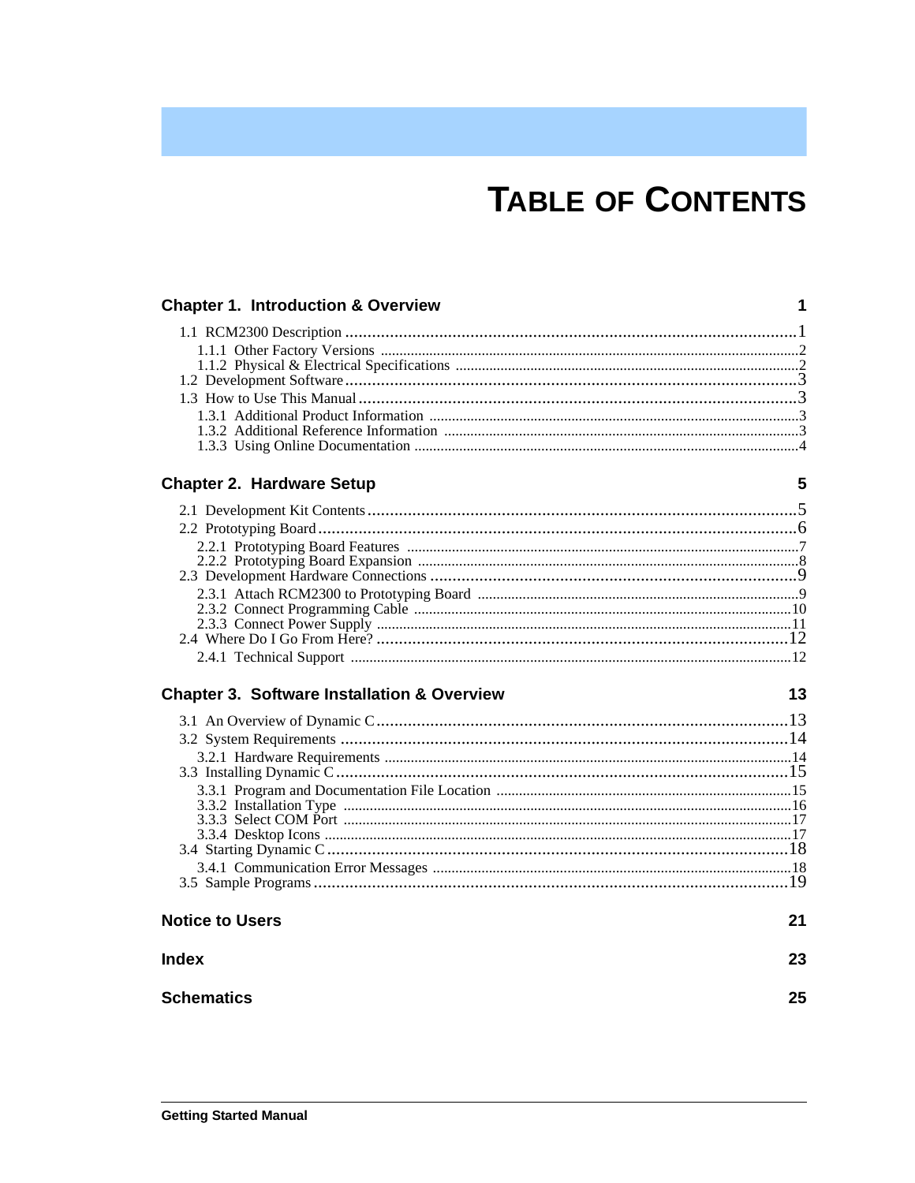# Table of Contents

**Chapter 1. Introduction & Overview** 1

- 1.1 RCM2300 Description ... 1
  - 1.1.1 Other Factory Versions ... 2
  - 1.1.2 Physical & Electrical Specifications ... 2
- 1.2 Development Software ... 3
- 1.3 How to Use This Manual ... 3
  - 1.3.1 Additional Product Information ... 3
  - 1.3.2 Additional Reference Information ... 3
  - 1.3.3 Using Online Documentation ... 4

**Chapter 2. Hardware Setup** 5

- 2.1 Development Kit Contents ... 5
- 2.2 Prototyping Board ... 6
  - 2.2.1 Prototyping Board Features ... 7
  - 2.2.2 Prototyping Board Expansion ... 8
- 2.3 Development Hardware Connections ... 9
  - 2.3.1 Attach RCM2300 to Prototyping Board ... 9
  - 2.3.2 Connect Programming Cable ... 10
  - 2.3.3 Connect Power Supply ... 11
- 2.4 Where Do I Go From Here? ... 12
  - 2.4.1 Technical Support ... 12

**Chapter 3. Software Installation & Overview** 13

- 3.1 An Overview of Dynamic C ... 13
- 3.2 System Requirements ... 14
  - 3.2.1 Hardware Requirements ... 14
- 3.3 Installing Dynamic C ... 15
  - 3.3.1 Program and Documentation File Location ... 15
  - 3.3.2 Installation Type ... 16
  - 3.3.3 Select COM Port ... 17
  - 3.3.4 Desktop Icons ... 17
- 3.4 Starting Dynamic C ... 18
  - 3.4.1 Communication Error Messages ... 18
- 3.5 Sample Programs ... 19

**Notice to Users** 21

**Index** 23

**Schematics** 25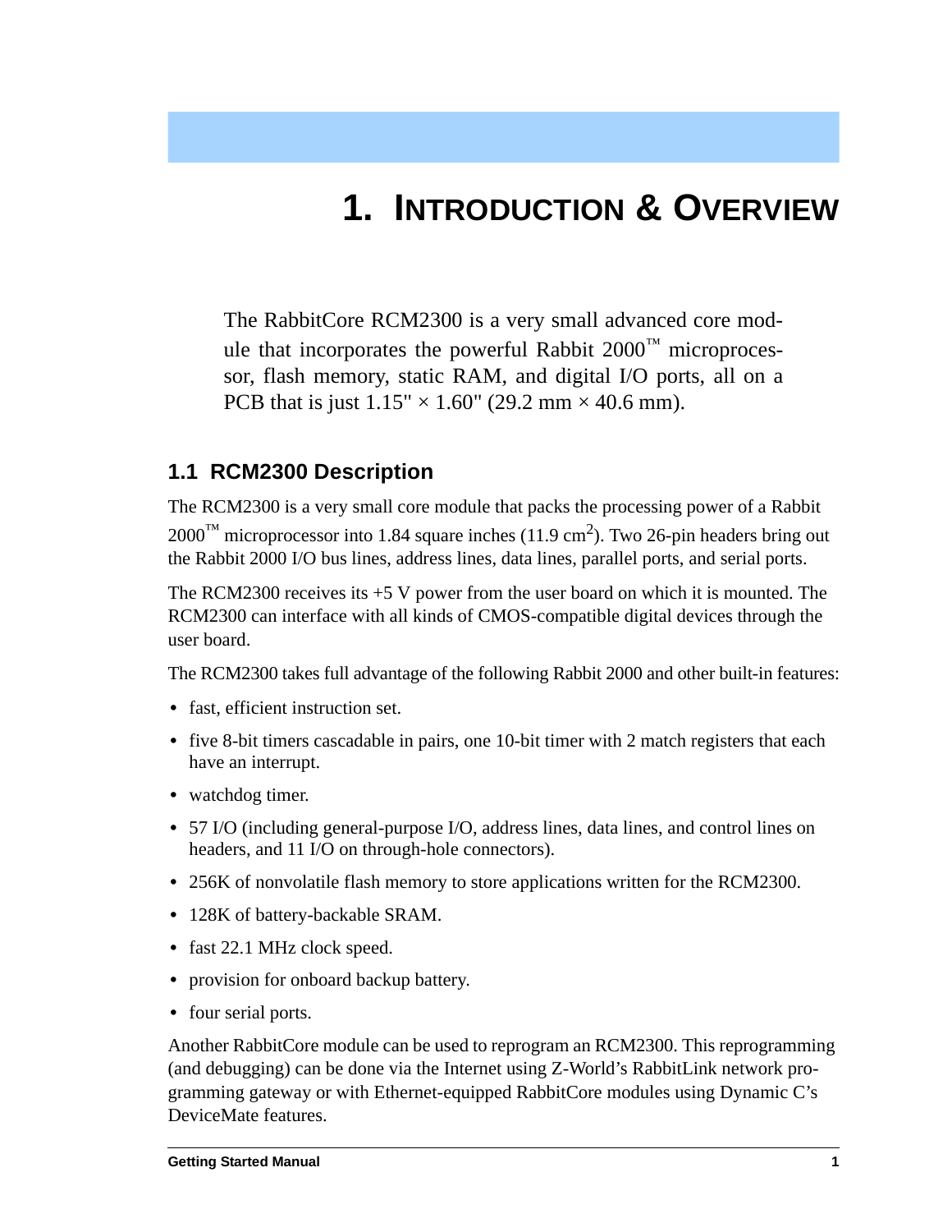# 1. Introduction & Overview

The RabbitCore RCM2300 is a very small advanced core module that incorporates the powerful Rabbit 2000™ microprocessor, flash memory, static RAM, and digital I/O ports, all on a PCB that is just 1.15" × 1.60" (29.2 mm × 40.6 mm).

## 1.1 RCM2300 Description

The RCM2300 is a very small core module that packs the processing power of a Rabbit 2000™ microprocessor into 1.84 square inches (11.9 $cm^2$). Two 26-pin headers bring out the Rabbit 2000 I/O bus lines, address lines, data lines, parallel ports, and serial ports.

The RCM2300 receives its +5 V power from the user board on which it is mounted. The RCM2300 can interface with all kinds of CMOS-compatible digital devices through the user board.

The RCM2300 takes full advantage of the following Rabbit 2000 and other built-in features:

- fast, efficient instruction set.
- five 8-bit timers cascadable in pairs, one 10-bit timer with 2 match registers that each have an interrupt.
- watchdog timer.
- 57 I/O (including general-purpose I/O, address lines, data lines, and control lines on headers, and 11 I/O on through-hole connectors).
- 256K of nonvolatile flash memory to store applications written for the RCM2300.
- 128K of battery-backable SRAM.
- fast 22.1 MHz clock speed.
- provision for onboard backup battery.
- four serial ports.

Another RabbitCore module can be used to reprogram an RCM2300. This reprogramming (and debugging) can be done via the Internet using Z-World's RabbitLink network programming gateway or with Ethernet-equipped RabbitCore modules using Dynamic C's DeviceMate features.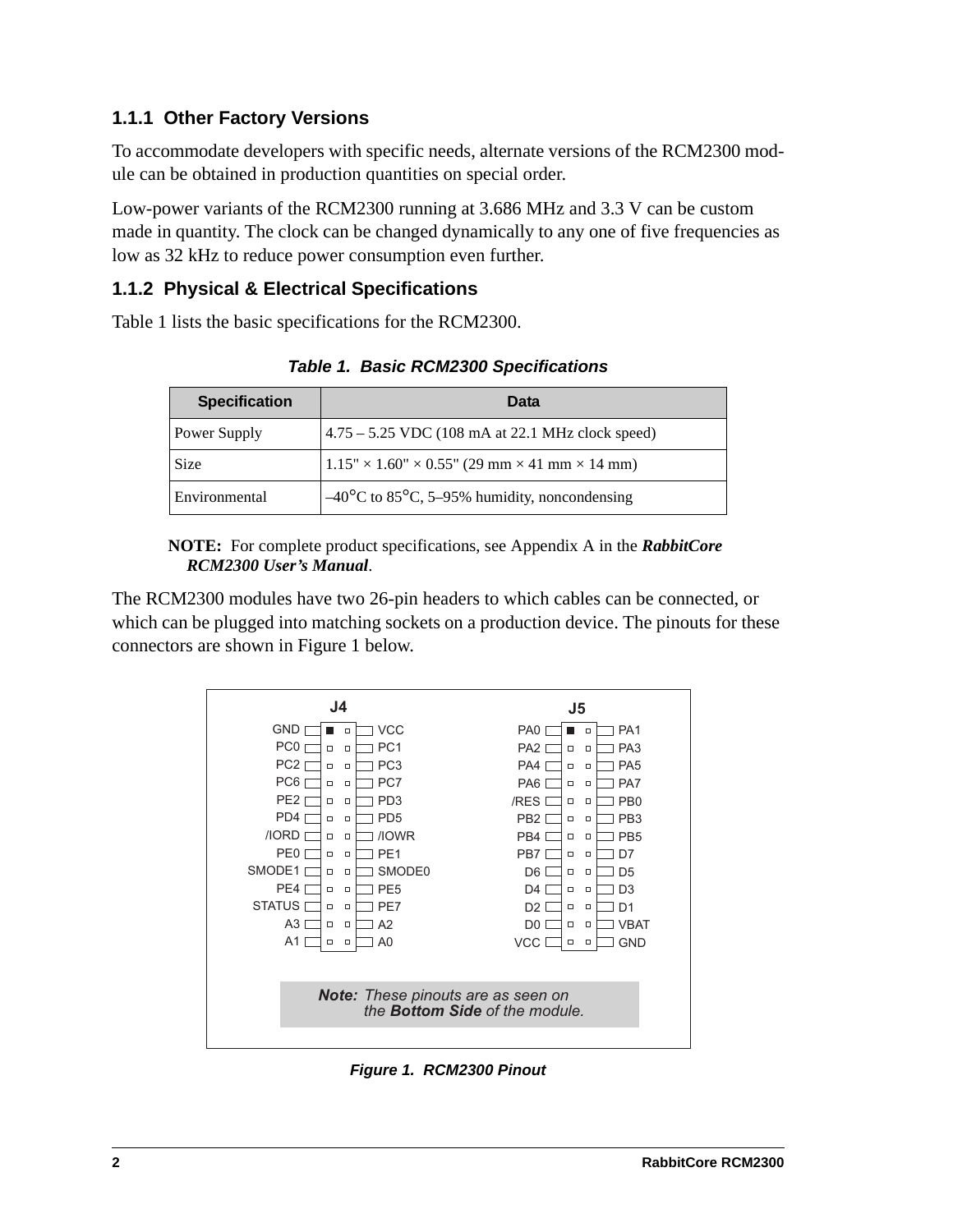### 1.1.1 Other Factory Versions

To accommodate developers with specific needs, alternate versions of the RCM2300 module can be obtained in production quantities on special order.

Low-power variants of the RCM2300 running at 3.686 MHz and 3.3 V can be custom made in quantity. The clock can be changed dynamically to any one of five frequencies as low as 32 kHz to reduce power consumption even further.

### 1.1.2 Physical & Electrical Specifications

Table 1 lists the basic specifications for the RCM2300.

***Table 1. Basic RCM2300 Specifications***

| Specification | Data |
|---|---|
| Power Supply | 4.75 – 5.25 VDC (108 mA at 22.1 MHz clock speed) |
| Size | 1.15" × 1.60" × 0.55" (29 mm × 41 mm × 14 mm) |
| Environmental | –40°C to 85°C, 5–95% humidity, noncondensing |

**NOTE:** For complete product specifications, see Appendix A in the ***RabbitCore RCM2300 User's Manual***.

The RCM2300 modules have two 26-pin headers to which cables can be connected, or which can be plugged into matching sockets on a production device. The pinouts for these connectors are shown in Figure 1 below.

J4

GND VCC
PC0 PC1
PC2 PC3
PC6 PC7
PE2 PD3
PD4 PD5
/IORD /IOWR
PE0 PE1
SMODE1 SMODE0
PE4 PE5
STATUS PE7
A3 A2
A1 A0

J5

PA0 PA1
PA2 PA3
PA4 PA5
PA6 PA7
/RES PB0
PB2 PB3
PB4 PB5
PB7 D7
D6 D5
D4 D3
D2 D1
D0 VBAT
VCC GND

***Note:*** *These pinouts are as seen on the **Bottom Side** of the module.*

***Figure 1. RCM2300 Pinout***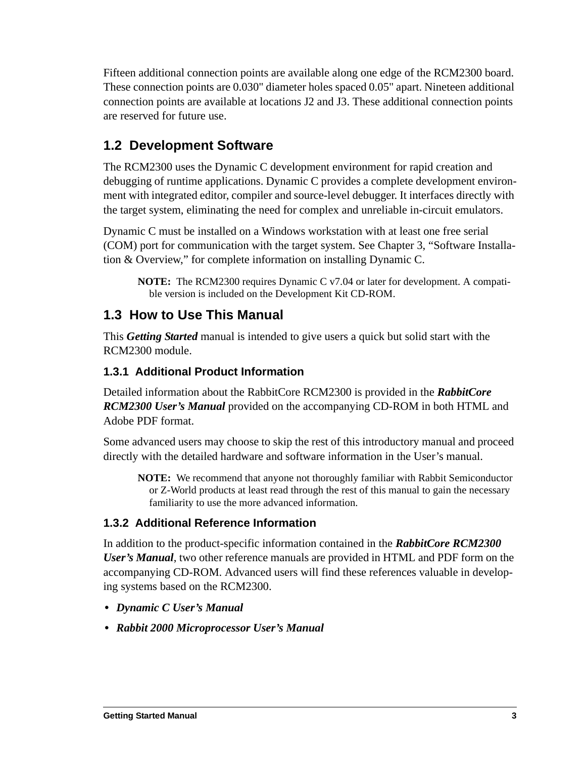Fifteen additional connection points are available along one edge of the RCM2300 board. These connection points are 0.030" diameter holes spaced 0.05" apart. Nineteen additional connection points are available at locations J2 and J3. These additional connection points are reserved for future use.

## 1.2 Development Software

The RCM2300 uses the Dynamic C development environment for rapid creation and debugging of runtime applications. Dynamic C provides a complete development environment with integrated editor, compiler and source-level debugger. It interfaces directly with the target system, eliminating the need for complex and unreliable in-circuit emulators.

Dynamic C must be installed on a Windows workstation with at least one free serial (COM) port for communication with the target system. See Chapter 3, “Software Installation & Overview,” for complete information on installing Dynamic C.

> **NOTE:** The RCM2300 requires Dynamic C v7.04 or later for development. A compatible version is included on the Development Kit CD-ROM.

## 1.3 How to Use This Manual

This ***Getting Started*** manual is intended to give users a quick but solid start with the RCM2300 module.

### 1.3.1 Additional Product Information

Detailed information about the RabbitCore RCM2300 is provided in the ***RabbitCore RCM2300 User’s Manual*** provided on the accompanying CD-ROM in both HTML and Adobe PDF format.

Some advanced users may choose to skip the rest of this introductory manual and proceed directly with the detailed hardware and software information in the User’s manual.

> **NOTE:** We recommend that anyone not thoroughly familiar with Rabbit Semiconductor or Z-World products at least read through the rest of this manual to gain the necessary familiarity to use the more advanced information.

### 1.3.2 Additional Reference Information

In addition to the product-specific information contained in the ***RabbitCore RCM2300 User’s Manual***, two other reference manuals are provided in HTML and PDF form on the accompanying CD-ROM. Advanced users will find these references valuable in developing systems based on the RCM2300.

- ***Dynamic C User’s Manual***
- ***Rabbit 2000 Microprocessor User’s Manual***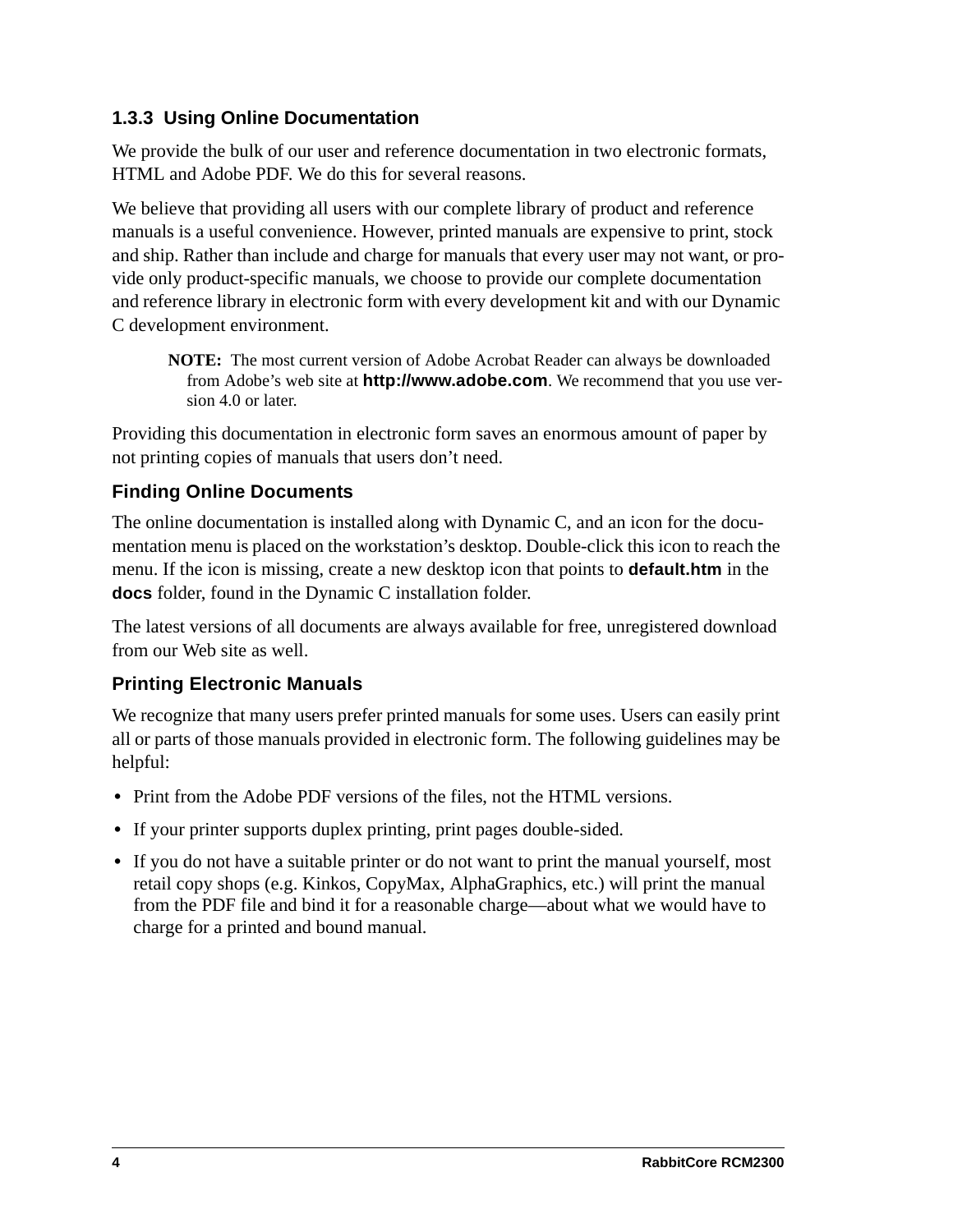### 1.3.3 Using Online Documentation

We provide the bulk of our user and reference documentation in two electronic formats, HTML and Adobe PDF. We do this for several reasons.

We believe that providing all users with our complete library of product and reference manuals is a useful convenience. However, printed manuals are expensive to print, stock and ship. Rather than include and charge for manuals that every user may not want, or provide only product-specific manuals, we choose to provide our complete documentation and reference library in electronic form with every development kit and with our Dynamic C development environment.

> **NOTE:** The most current version of Adobe Acrobat Reader can always be downloaded from Adobe's web site at **http://www.adobe.com**. We recommend that you use version 4.0 or later.

Providing this documentation in electronic form saves an enormous amount of paper by not printing copies of manuals that users don't need.

#### Finding Online Documents

The online documentation is installed along with Dynamic C, and an icon for the documentation menu is placed on the workstation's desktop. Double-click this icon to reach the menu. If the icon is missing, create a new desktop icon that points to **default.htm** in the **docs** folder, found in the Dynamic C installation folder.

The latest versions of all documents are always available for free, unregistered download from our Web site as well.

#### Printing Electronic Manuals

We recognize that many users prefer printed manuals for some uses. Users can easily print all or parts of those manuals provided in electronic form. The following guidelines may be helpful:

- Print from the Adobe PDF versions of the files, not the HTML versions.
- If your printer supports duplex printing, print pages double-sided.
- If you do not have a suitable printer or do not want to print the manual yourself, most retail copy shops (e.g. Kinkos, CopyMax, AlphaGraphics, etc.) will print the manual from the PDF file and bind it for a reasonable charge—about what we would have to charge for a printed and bound manual.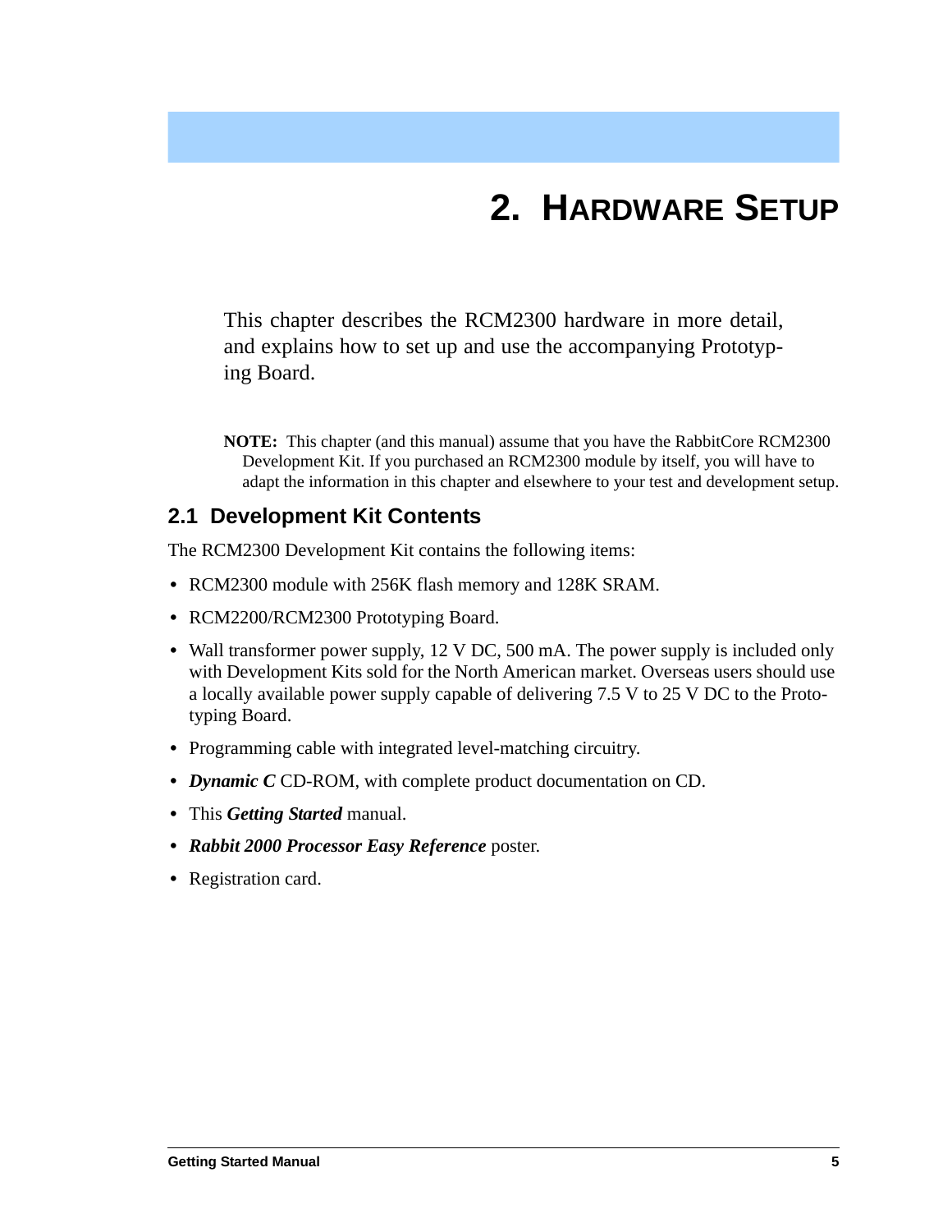# 2. HARDWARE SETUP

This chapter describes the RCM2300 hardware in more detail, and explains how to set up and use the accompanying Prototyping Board.

**NOTE:** This chapter (and this manual) assume that you have the RabbitCore RCM2300 Development Kit. If you purchased an RCM2300 module by itself, you will have to adapt the information in this chapter and elsewhere to your test and development setup.

## 2.1 Development Kit Contents

The RCM2300 Development Kit contains the following items:

- RCM2300 module with 256K flash memory and 128K SRAM.
- RCM2200/RCM2300 Prototyping Board.
- Wall transformer power supply, 12 V DC, 500 mA. The power supply is included only with Development Kits sold for the North American market. Overseas users should use a locally available power supply capable of delivering 7.5 V to 25 V DC to the Prototyping Board.
- Programming cable with integrated level-matching circuitry.
- ***Dynamic C*** CD-ROM, with complete product documentation on CD.
- This ***Getting Started*** manual.
- ***Rabbit 2000 Processor Easy Reference*** poster.
- Registration card.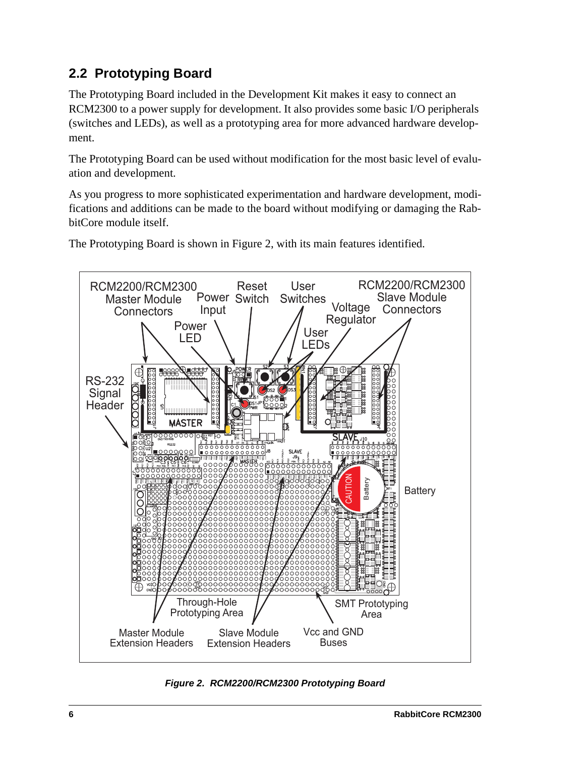## 2.2 Prototyping Board

The Prototyping Board included in the Development Kit makes it easy to connect an RCM2300 to a power supply for development. It also provides some basic I/O peripherals (switches and LEDs), as well as a prototyping area for more advanced hardware development.

The Prototyping Board can be used without modification for the most basic level of evaluation and development.

As you progress to more sophisticated experimentation and hardware development, modifications and additions can be made to the board without modifying or damaging the RabbitCore module itself.

The Prototyping Board is shown in Figure 2, with its main features identified.

RCM2200/RCM2300 Master Module Connectors
Power Input
Reset Switch
User Switches
Voltage Regulator
RCM2200/RCM2300 Slave Module Connectors
Power LED
User LEDs
RS-232 Signal Header
Battery
Through-Hole Prototyping Area
SMT Prototyping Area
Master Module Extension Headers
Slave Module Extension Headers
Vcc and GND Buses

*Figure 2. RCM2200/RCM2300 Prototyping Board*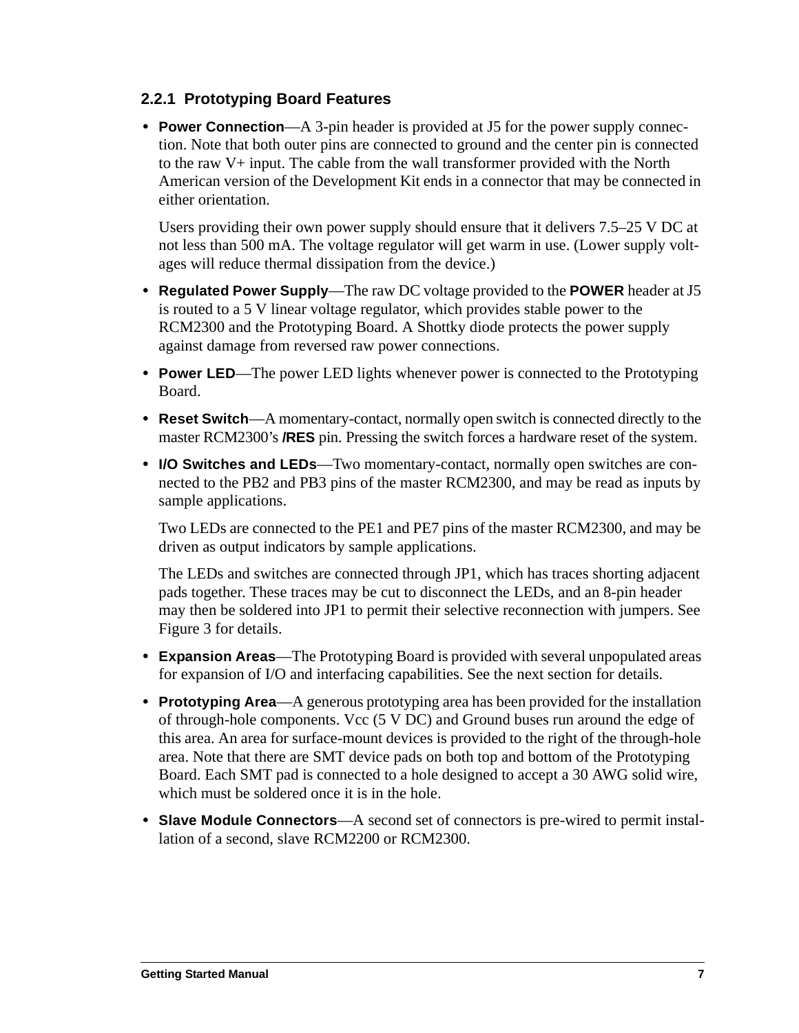### 2.2.1 Prototyping Board Features

- **Power Connection**—A 3-pin header is provided at J5 for the power supply connection. Note that both outer pins are connected to ground and the center pin is connected to the raw V+ input. The cable from the wall transformer provided with the North American version of the Development Kit ends in a connector that may be connected in either orientation.

  Users providing their own power supply should ensure that it delivers 7.5–25 V DC at not less than 500 mA. The voltage regulator will get warm in use. (Lower supply voltages will reduce thermal dissipation from the device.)

- **Regulated Power Supply**—The raw DC voltage provided to the **POWER** header at J5 is routed to a 5 V linear voltage regulator, which provides stable power to the RCM2300 and the Prototyping Board. A Shottky diode protects the power supply against damage from reversed raw power connections.

- **Power LED**—The power LED lights whenever power is connected to the Prototyping Board.

- **Reset Switch**—A momentary-contact, normally open switch is connected directly to the master RCM2300's **/RES** pin. Pressing the switch forces a hardware reset of the system.

- **I/O Switches and LEDs**—Two momentary-contact, normally open switches are connected to the PB2 and PB3 pins of the master RCM2300, and may be read as inputs by sample applications.

  Two LEDs are connected to the PE1 and PE7 pins of the master RCM2300, and may be driven as output indicators by sample applications.

  The LEDs and switches are connected through JP1, which has traces shorting adjacent pads together. These traces may be cut to disconnect the LEDs, and an 8-pin header may then be soldered into JP1 to permit their selective reconnection with jumpers. See Figure 3 for details.

- **Expansion Areas**—The Prototyping Board is provided with several unpopulated areas for expansion of I/O and interfacing capabilities. See the next section for details.

- **Prototyping Area**—A generous prototyping area has been provided for the installation of through-hole components. Vcc (5 V DC) and Ground buses run around the edge of this area. An area for surface-mount devices is provided to the right of the through-hole area. Note that there are SMT device pads on both top and bottom of the Prototyping Board. Each SMT pad is connected to a hole designed to accept a 30 AWG solid wire, which must be soldered once it is in the hole.

- **Slave Module Connectors**—A second set of connectors is pre-wired to permit installation of a second, slave RCM2200 or RCM2300.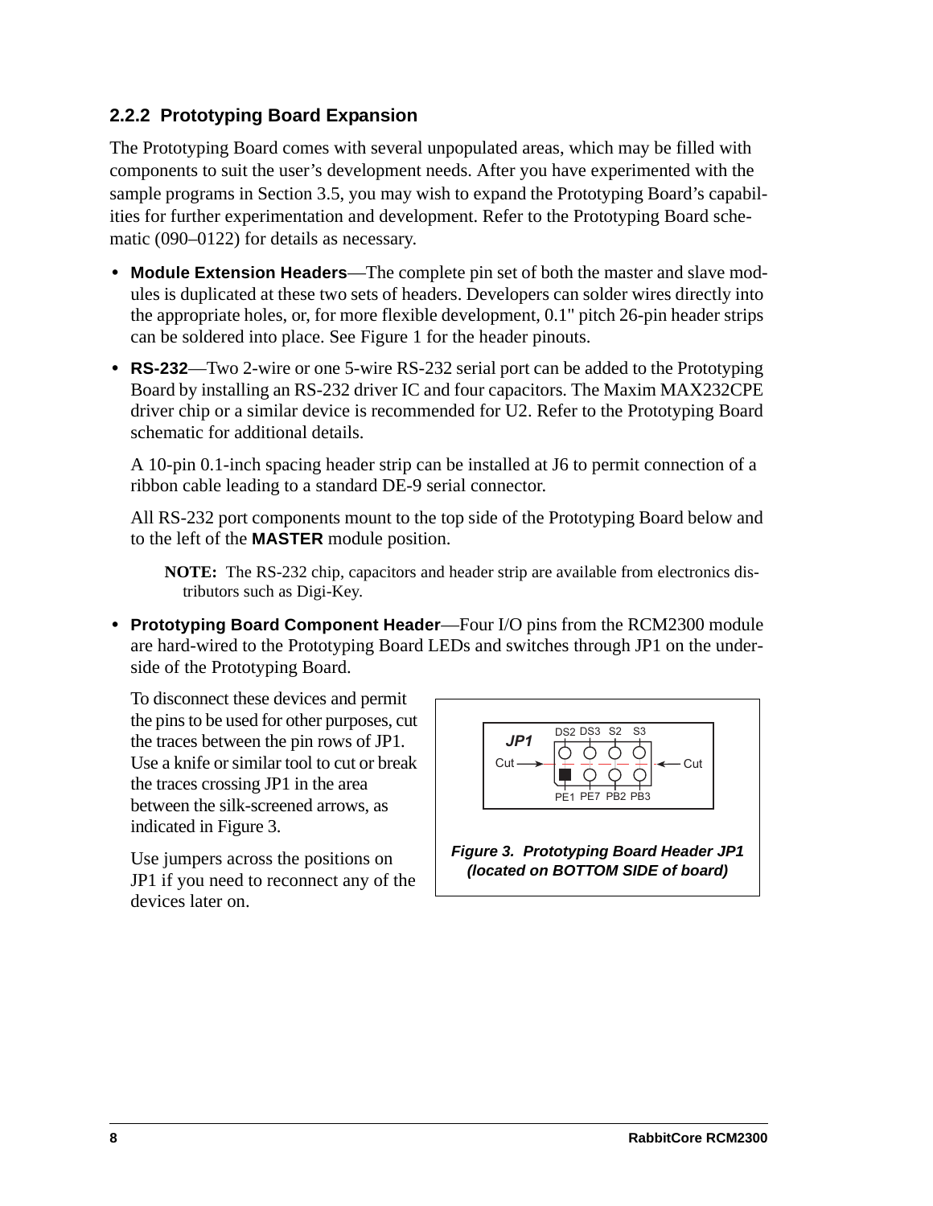### 2.2.2 Prototyping Board Expansion

The Prototyping Board comes with several unpopulated areas, which may be filled with components to suit the user's development needs. After you have experimented with the sample programs in Section 3.5, you may wish to expand the Prototyping Board's capabilities for further experimentation and development. Refer to the Prototyping Board schematic (090–0122) for details as necessary.

- **Module Extension Headers**—The complete pin set of both the master and slave modules is duplicated at these two sets of headers. Developers can solder wires directly into the appropriate holes, or, for more flexible development, 0.1" pitch 26-pin header strips can be soldered into place. See Figure 1 for the header pinouts.

- **RS-232**—Two 2-wire or one 5-wire RS-232 serial port can be added to the Prototyping Board by installing an RS-232 driver IC and four capacitors. The Maxim MAX232CPE driver chip or a similar device is recommended for U2. Refer to the Prototyping Board schematic for additional details.

  A 10-pin 0.1-inch spacing header strip can be installed at J6 to permit connection of a ribbon cable leading to a standard DE-9 serial connector.

  All RS-232 port components mount to the top side of the Prototyping Board below and to the left of the **MASTER** module position.

  > **NOTE:** The RS-232 chip, capacitors and header strip are available from electronics distributors such as Digi-Key.

- **Prototyping Board Component Header**—Four I/O pins from the RCM2300 module are hard-wired to the Prototyping Board LEDs and switches through JP1 on the underside of the Prototyping Board.

  To disconnect these devices and permit the pins to be used for other purposes, cut the traces between the pin rows of JP1. Use a knife or similar tool to cut or break the traces crossing JP1 in the area between the silk-screened arrows, as indicated in Figure 3.

  Use jumpers across the positions on JP1 if you need to reconnect any of the devices later on.

JP1

DS2 DS3 S2 S3

Cut

Cut

PE1 PE7 PB2 PB3

***Figure 3. Prototyping Board Header JP1 (located on BOTTOM SIDE of board)***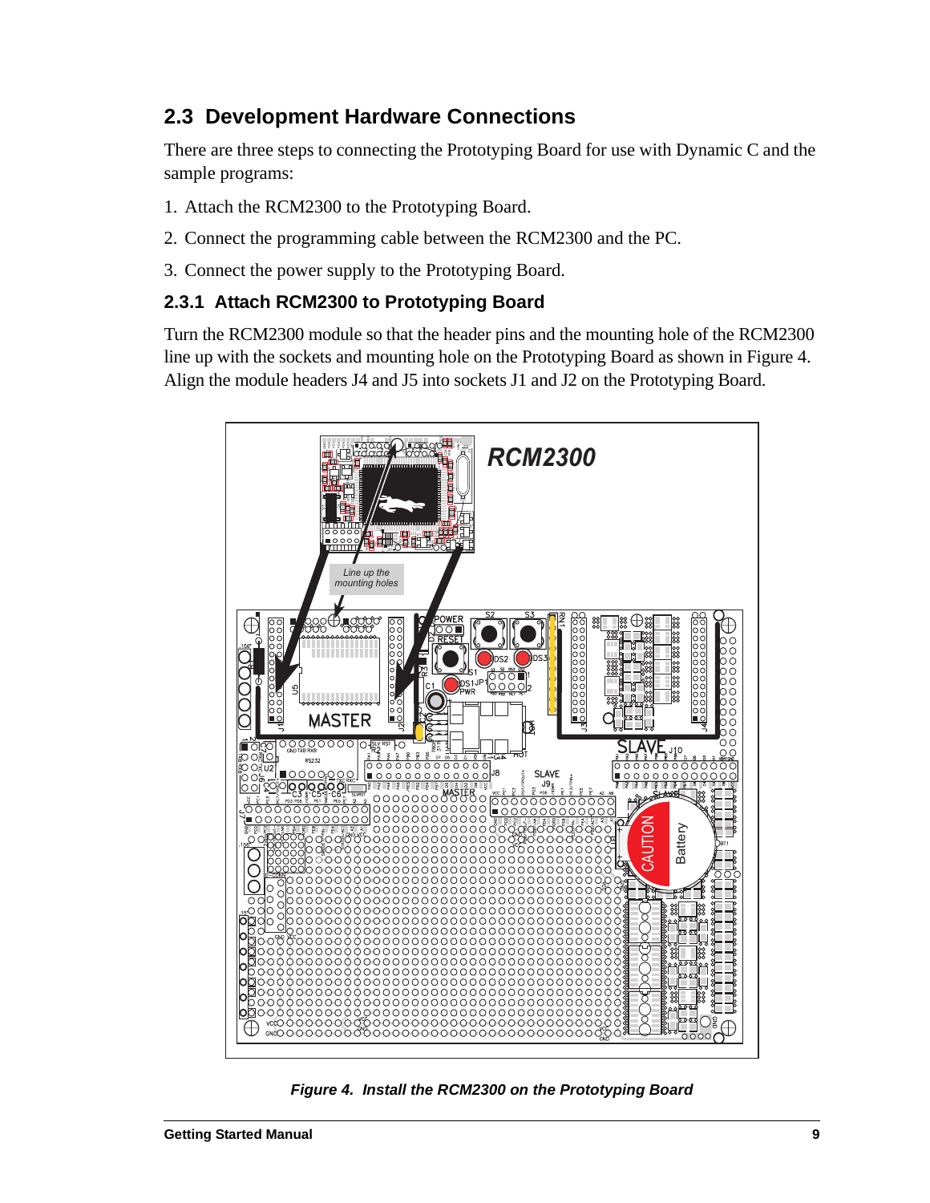## 2.3 Development Hardware Connections

There are three steps to connecting the Prototyping Board for use with Dynamic C and the sample programs:

1. Attach the RCM2300 to the Prototyping Board.
2. Connect the programming cable between the RCM2300 and the PC.
3. Connect the power supply to the Prototyping Board.

### 2.3.1 Attach RCM2300 to Prototyping Board

Turn the RCM2300 module so that the header pins and the mounting hole of the RCM2300 line up with the sockets and mounting hole on the Prototyping Board as shown in Figure 4. Align the module headers J4 and J5 into sockets J1 and J2 on the Prototyping Board.

***Figure 4. Install the RCM2300 on the Prototyping Board***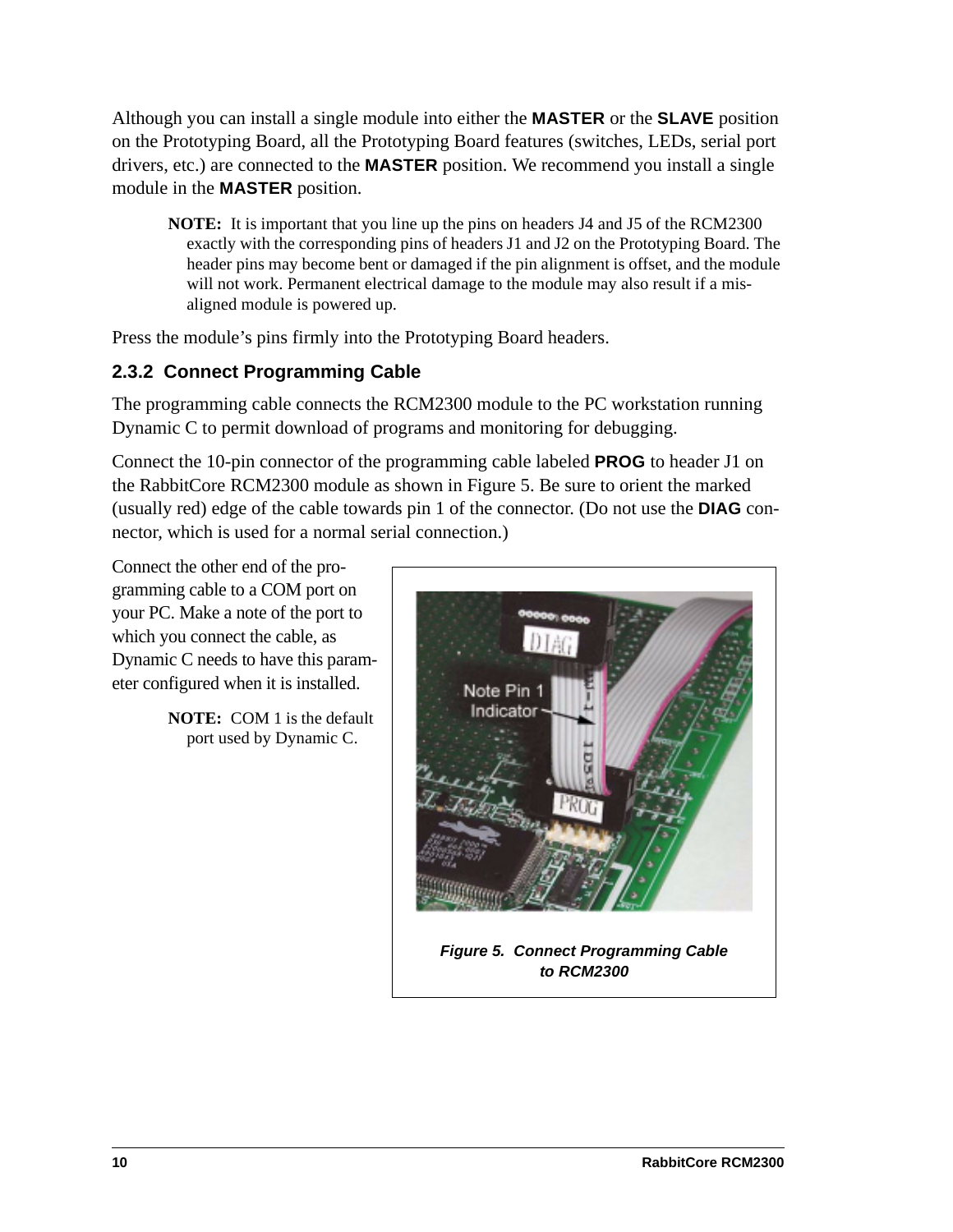Although you can install a single module into either the **MASTER** or the **SLAVE** position on the Prototyping Board, all the Prototyping Board features (switches, LEDs, serial port drivers, etc.) are connected to the **MASTER** position. We recommend you install a single module in the **MASTER** position.

> **NOTE:** It is important that you line up the pins on headers J4 and J5 of the RCM2300 exactly with the corresponding pins of headers J1 and J2 on the Prototyping Board. The header pins may become bent or damaged if the pin alignment is offset, and the module will not work. Permanent electrical damage to the module may also result if a misaligned module is powered up.

Press the module's pins firmly into the Prototyping Board headers.

### 2.3.2 Connect Programming Cable

The programming cable connects the RCM2300 module to the PC workstation running Dynamic C to permit download of programs and monitoring for debugging.

Connect the 10-pin connector of the programming cable labeled **PROG** to header J1 on the RabbitCore RCM2300 module as shown in Figure 5. Be sure to orient the marked (usually red) edge of the cable towards pin 1 of the connector. (Do not use the **DIAG** connector, which is used for a normal serial connection.)

Connect the other end of the programming cable to a COM port on your PC. Make a note of the port to which you connect the cable, as Dynamic C needs to have this parameter configured when it is installed.

> **NOTE:** COM 1 is the default port used by Dynamic C.

DIAG

Note Pin 1 Indicator

PROG

*Figure 5. Connect Programming Cable to RCM2300*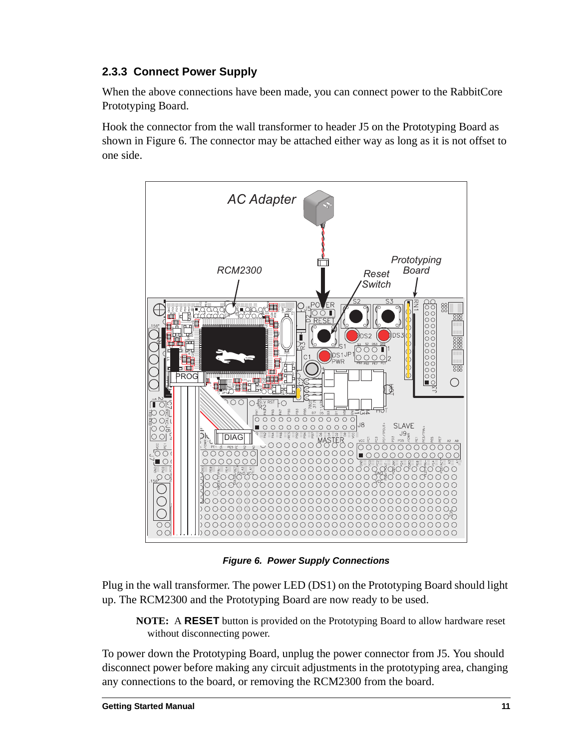### 2.3.3 Connect Power Supply

When the above connections have been made, you can connect power to the RabbitCore Prototyping Board.

Hook the connector from the wall transformer to header J5 on the Prototyping Board as shown in Figure 6. The connector may be attached either way as long as it is not offset to one side.

***Figure 6. Power Supply Connections***

Plug in the wall transformer. The power LED (DS1) on the Prototyping Board should light up. The RCM2300 and the Prototyping Board are now ready to be used.

> **NOTE:** A **RESET** button is provided on the Prototyping Board to allow hardware reset without disconnecting power.

To power down the Prototyping Board, unplug the power connector from J5. You should disconnect power before making any circuit adjustments in the prototyping area, changing any connections to the board, or removing the RCM2300 from the board.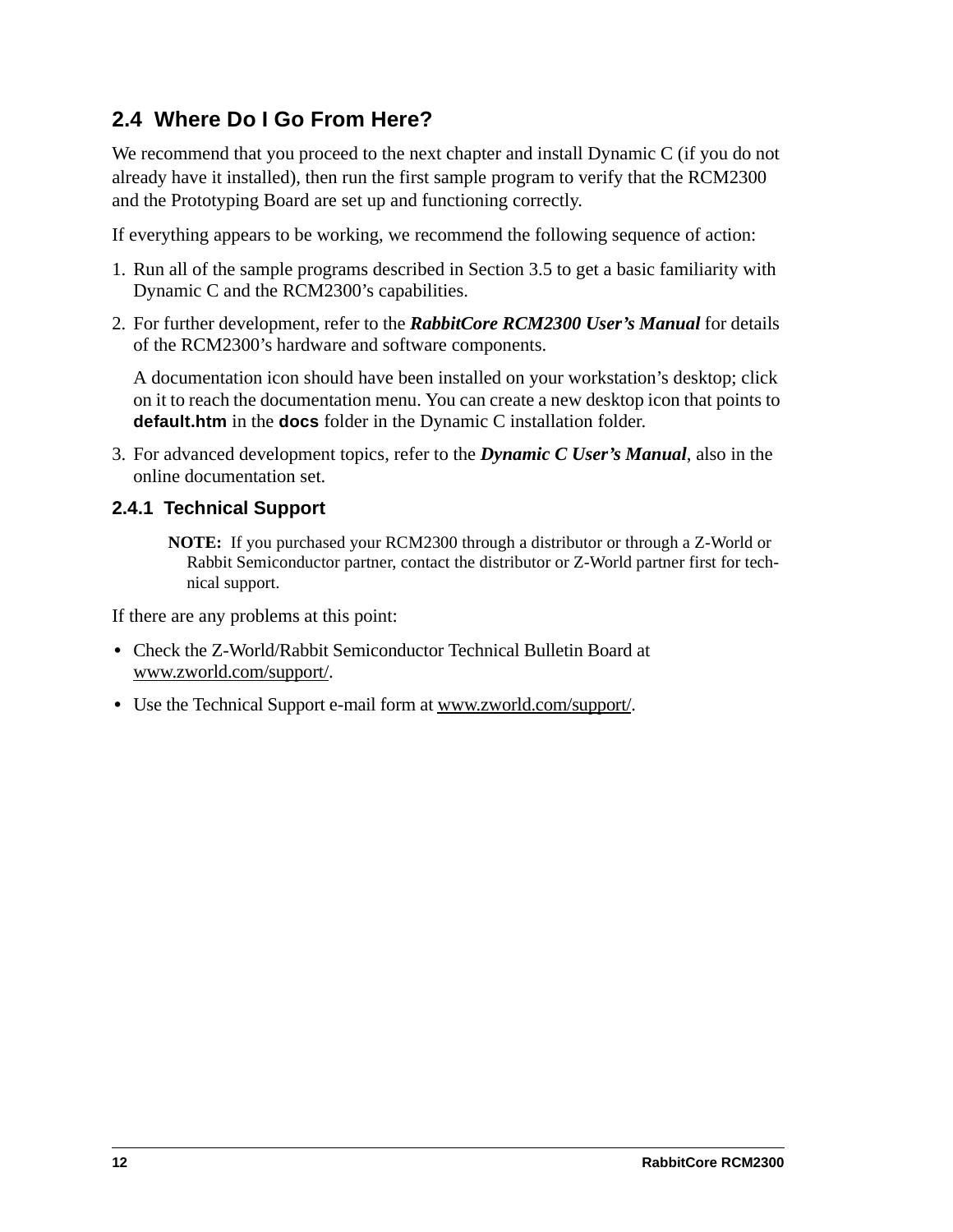## 2.4 Where Do I Go From Here?

We recommend that you proceed to the next chapter and install Dynamic C (if you do not already have it installed), then run the first sample program to verify that the RCM2300 and the Prototyping Board are set up and functioning correctly.

If everything appears to be working, we recommend the following sequence of action:

1. Run all of the sample programs described in Section 3.5 to get a basic familiarity with Dynamic C and the RCM2300's capabilities.
2. For further development, refer to the ***RabbitCore RCM2300 User's Manual*** for details of the RCM2300's hardware and software components.

   A documentation icon should have been installed on your workstation's desktop; click on it to reach the documentation menu. You can create a new desktop icon that points to **default.htm** in the **docs** folder in the Dynamic C installation folder.
3. For advanced development topics, refer to the ***Dynamic C User's Manual***, also in the online documentation set.

### 2.4.1 Technical Support

> **NOTE:** If you purchased your RCM2300 through a distributor or through a Z-World or Rabbit Semiconductor partner, contact the distributor or Z-World partner first for technical support.

If there are any problems at this point:

- Check the Z-World/Rabbit Semiconductor Technical Bulletin Board at www.zworld.com/support/.
- Use the Technical Support e-mail form at www.zworld.com/support/.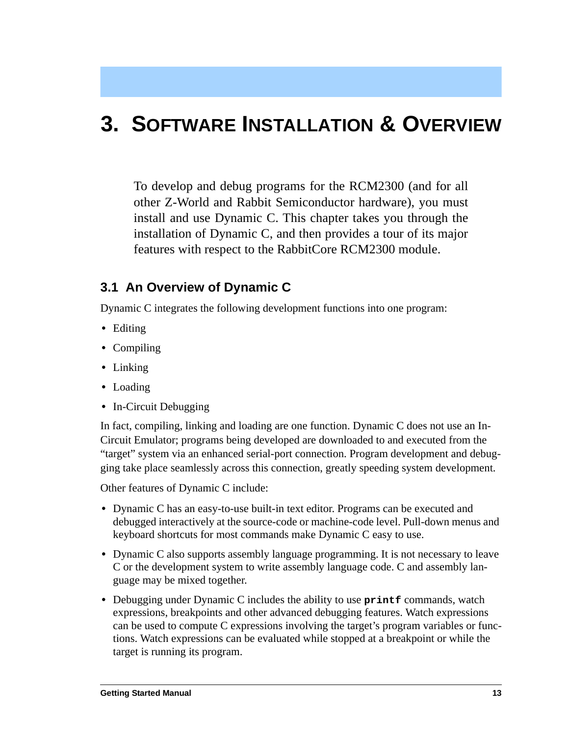# 3. Software Installation & Overview

To develop and debug programs for the RCM2300 (and for all other Z-World and Rabbit Semiconductor hardware), you must install and use Dynamic C. This chapter takes you through the installation of Dynamic C, and then provides a tour of its major features with respect to the RabbitCore RCM2300 module.

## 3.1 An Overview of Dynamic C

Dynamic C integrates the following development functions into one program:

- Editing
- Compiling
- Linking
- Loading
- In-Circuit Debugging

In fact, compiling, linking and loading are one function. Dynamic C does not use an In-Circuit Emulator; programs being developed are downloaded to and executed from the "target" system via an enhanced serial-port connection. Program development and debugging take place seamlessly across this connection, greatly speeding system development.

Other features of Dynamic C include:

- Dynamic C has an easy-to-use built-in text editor. Programs can be executed and debugged interactively at the source-code or machine-code level. Pull-down menus and keyboard shortcuts for most commands make Dynamic C easy to use.
- Dynamic C also supports assembly language programming. It is not necessary to leave C or the development system to write assembly language code. C and assembly language may be mixed together.
- Debugging under Dynamic C includes the ability to use **`printf`** commands, watch expressions, breakpoints and other advanced debugging features. Watch expressions can be used to compute C expressions involving the target's program variables or functions. Watch expressions can be evaluated while stopped at a breakpoint or while the target is running its program.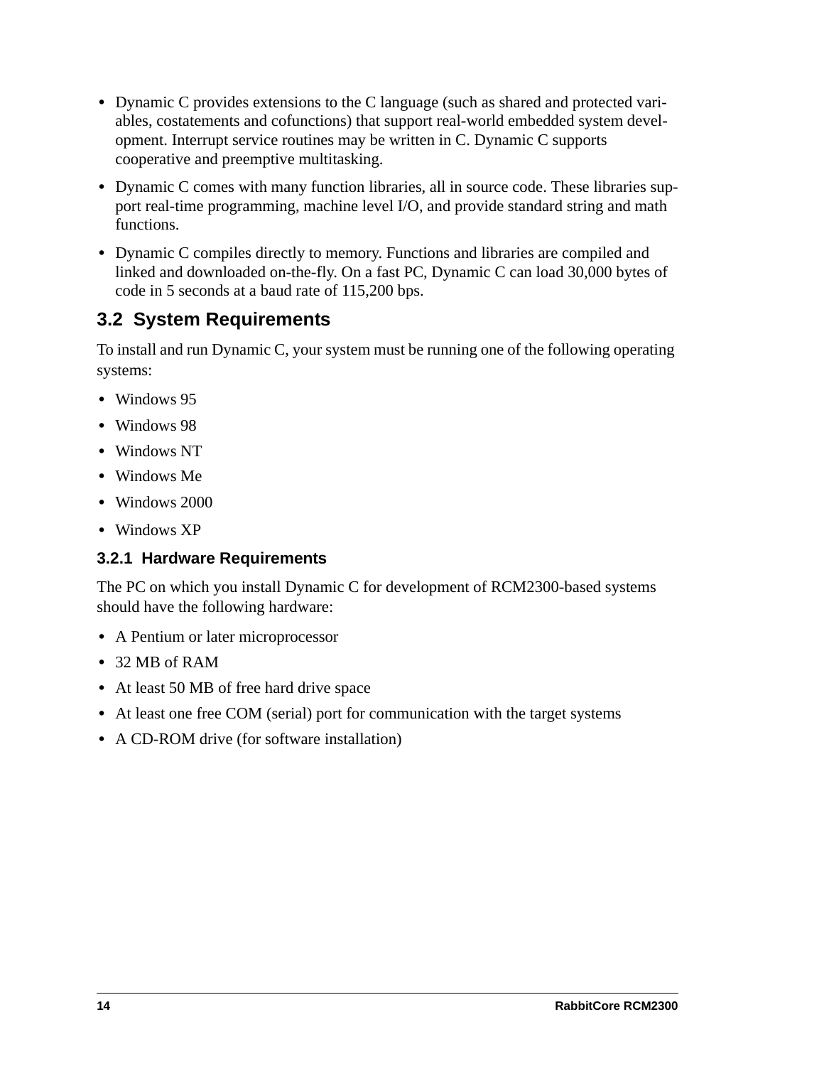- Dynamic C provides extensions to the C language (such as shared and protected variables, costatements and cofunctions) that support real-world embedded system development. Interrupt service routines may be written in C. Dynamic C supports cooperative and preemptive multitasking.
- Dynamic C comes with many function libraries, all in source code. These libraries support real-time programming, machine level I/O, and provide standard string and math functions.
- Dynamic C compiles directly to memory. Functions and libraries are compiled and linked and downloaded on-the-fly. On a fast PC, Dynamic C can load 30,000 bytes of code in 5 seconds at a baud rate of 115,200 bps.

## 3.2 System Requirements

To install and run Dynamic C, your system must be running one of the following operating systems:

- Windows 95
- Windows 98
- Windows NT
- Windows Me
- Windows 2000
- Windows XP

### 3.2.1 Hardware Requirements

The PC on which you install Dynamic C for development of RCM2300-based systems should have the following hardware:

- A Pentium or later microprocessor
- 32 MB of RAM
- At least 50 MB of free hard drive space
- At least one free COM (serial) port for communication with the target systems
- A CD-ROM drive (for software installation)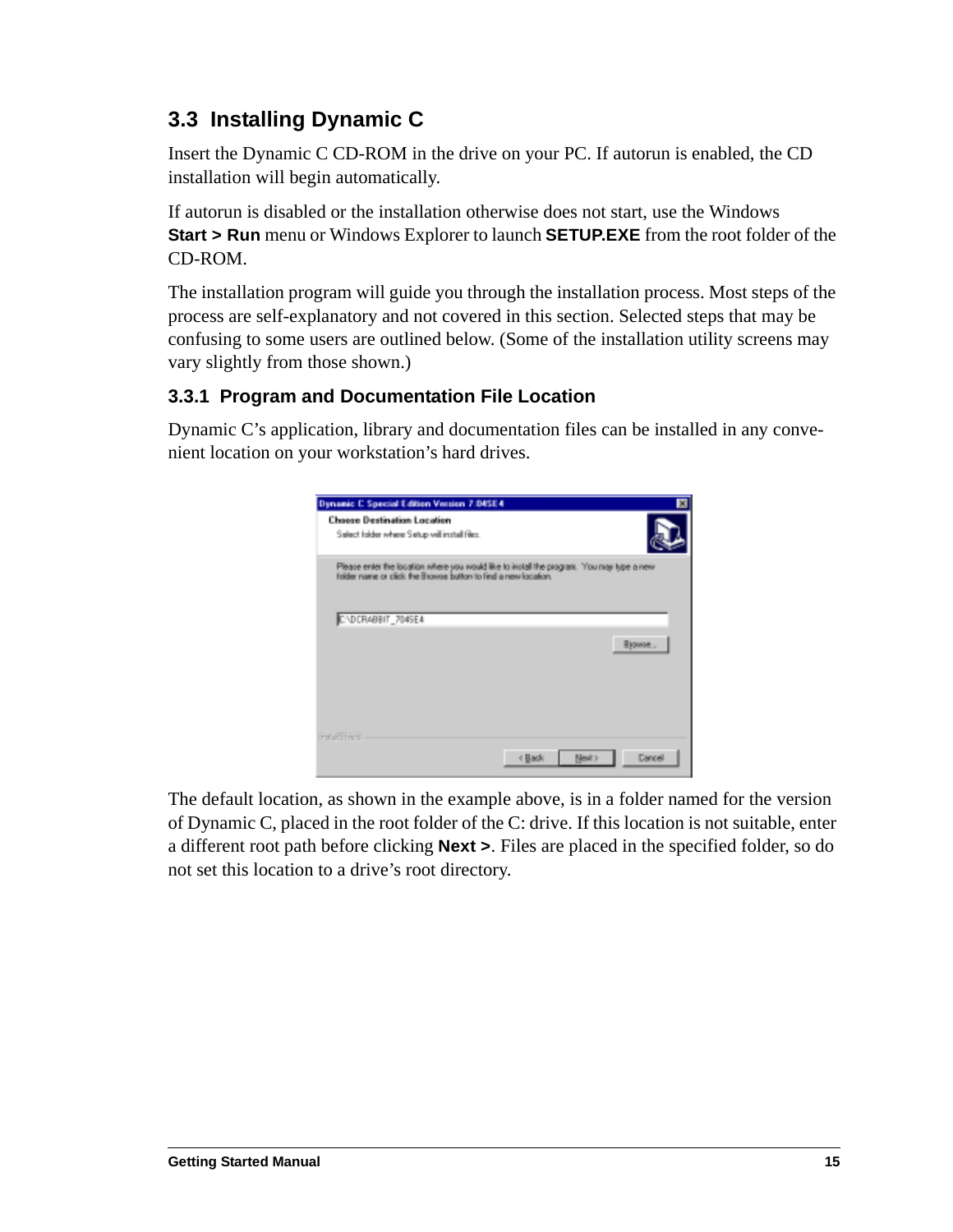## 3.3 Installing Dynamic C

Insert the Dynamic C CD-ROM in the drive on your PC. If autorun is enabled, the CD installation will begin automatically.

If autorun is disabled or the installation otherwise does not start, use the Windows **Start > Run** menu or Windows Explorer to launch **SETUP.EXE** from the root folder of the CD-ROM.

The installation program will guide you through the installation process. Most steps of the process are self-explanatory and not covered in this section. Selected steps that may be confusing to some users are outlined below. (Some of the installation utility screens may vary slightly from those shown.)

### 3.3.1 Program and Documentation File Location

Dynamic C's application, library and documentation files can be installed in any convenient location on your workstation's hard drives.

The default location, as shown in the example above, is in a folder named for the version of Dynamic C, placed in the root folder of the C: drive. If this location is not suitable, enter a different root path before clicking **Next >**. Files are placed in the specified folder, so do not set this location to a drive's root directory.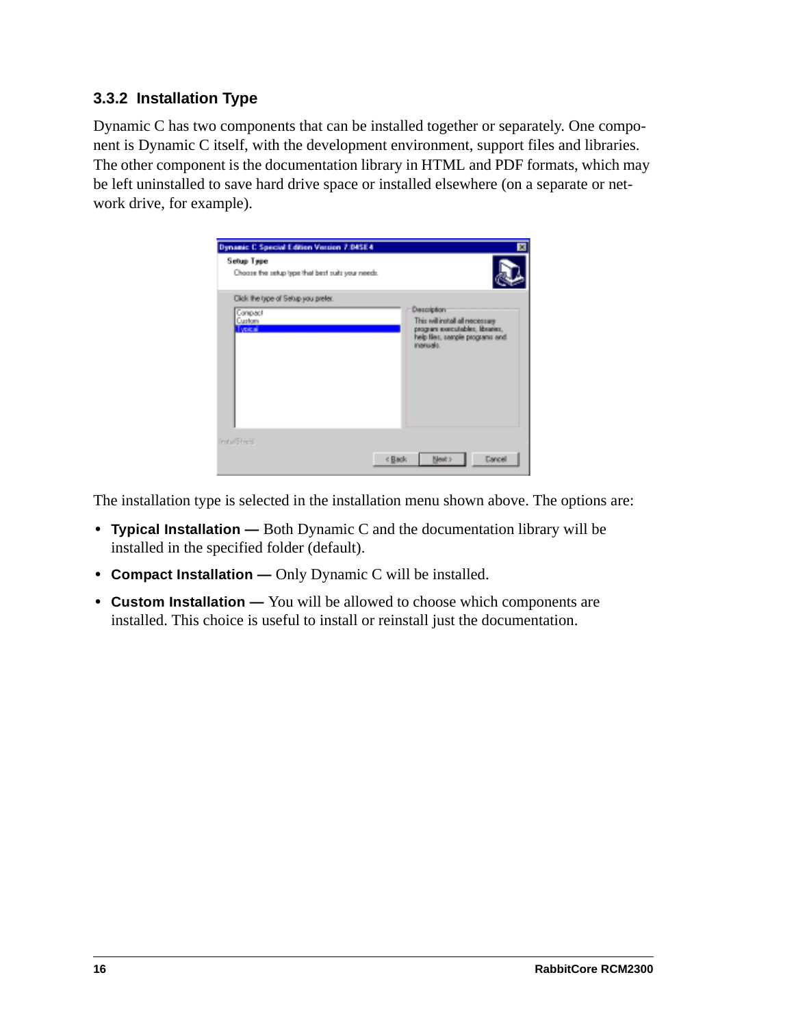### 3.3.2 Installation Type

Dynamic C has two components that can be installed together or separately. One component is Dynamic C itself, with the development environment, support files and libraries. The other component is the documentation library in HTML and PDF formats, which may be left uninstalled to save hard drive space or installed elsewhere (on a separate or network drive, for example).

The installation type is selected in the installation menu shown above. The options are:

- **Typical Installation —** Both Dynamic C and the documentation library will be installed in the specified folder (default).
- **Compact Installation —** Only Dynamic C will be installed.
- **Custom Installation —** You will be allowed to choose which components are installed. This choice is useful to install or reinstall just the documentation.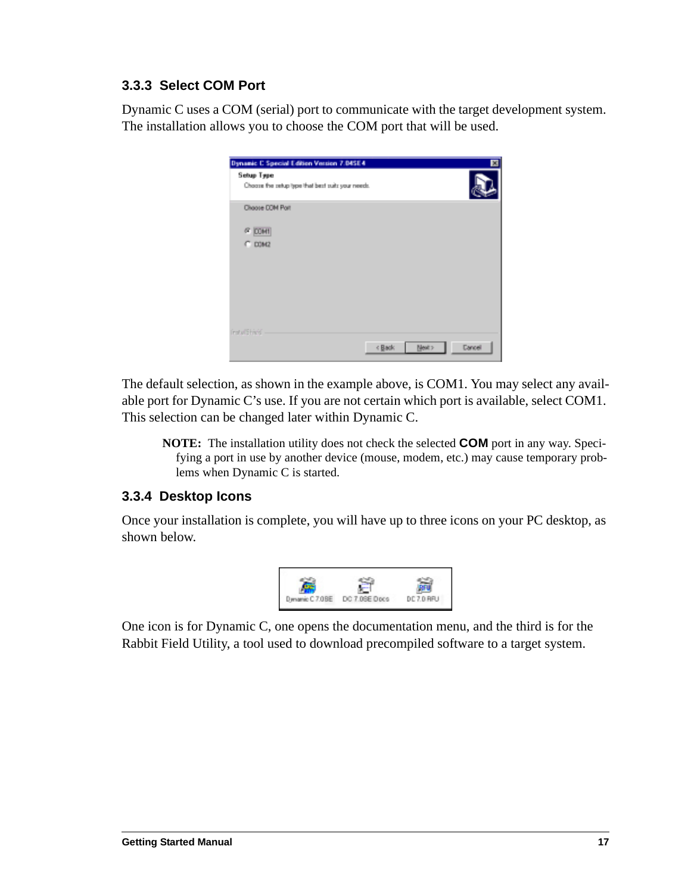### 3.3.3 Select COM Port

Dynamic C uses a COM (serial) port to communicate with the target development system. The installation allows you to choose the COM port that will be used.

The default selection, as shown in the example above, is COM1. You may select any available port for Dynamic C's use. If you are not certain which port is available, select COM1. This selection can be changed later within Dynamic C.

> **NOTE:** The installation utility does not check the selected **COM** port in any way. Specifying a port in use by another device (mouse, modem, etc.) may cause temporary problems when Dynamic C is started.

### 3.3.4 Desktop Icons

Once your installation is complete, you will have up to three icons on your PC desktop, as shown below.

One icon is for Dynamic C, one opens the documentation menu, and the third is for the Rabbit Field Utility, a tool used to download precompiled software to a target system.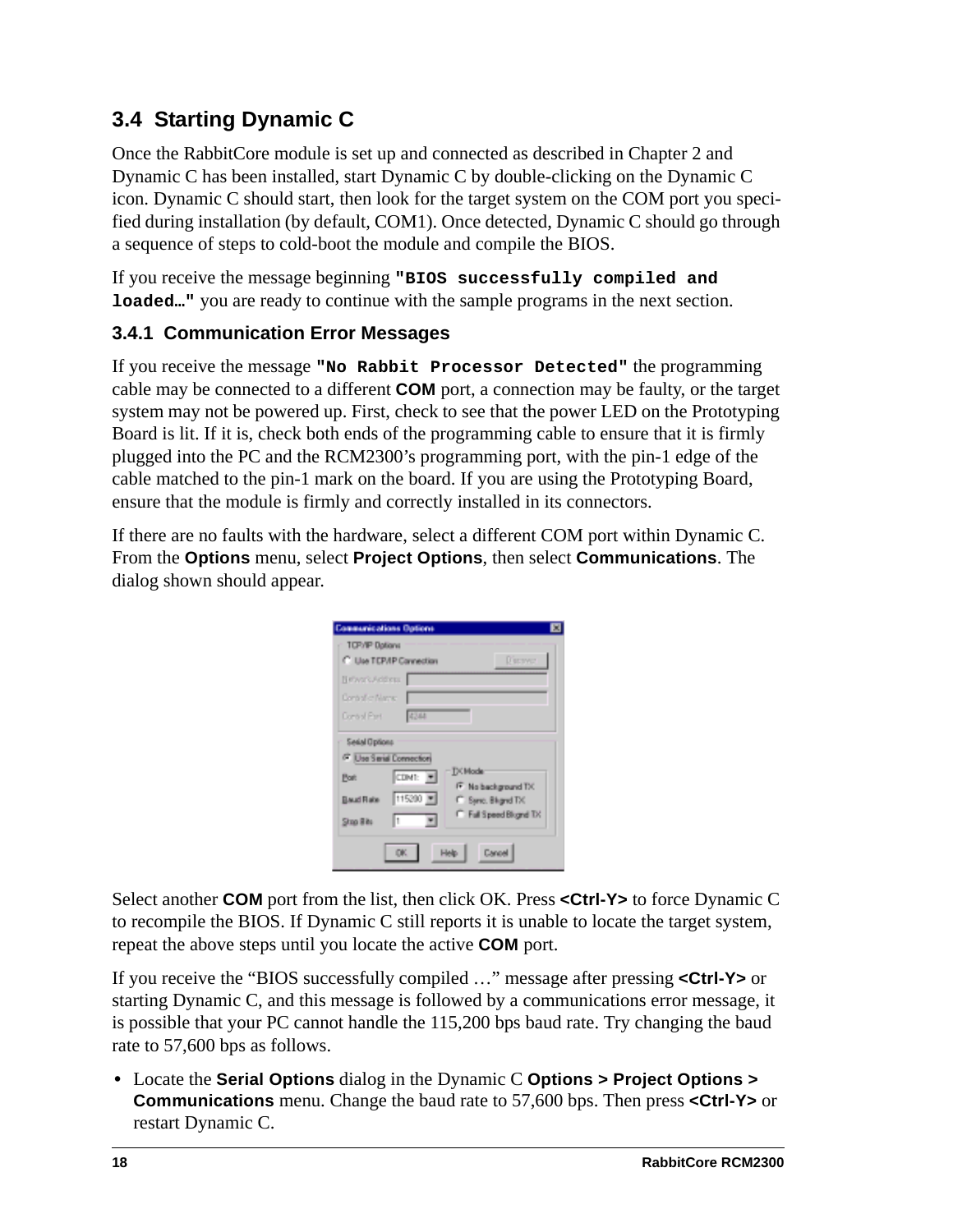## 3.4 Starting Dynamic C

Once the RabbitCore module is set up and connected as described in Chapter 2 and Dynamic C has been installed, start Dynamic C by double-clicking on the Dynamic C icon. Dynamic C should start, then look for the target system on the COM port you specified during installation (by default, COM1). Once detected, Dynamic C should go through a sequence of steps to cold-boot the module and compile the BIOS.

If you receive the message beginning **`"BIOS successfully compiled and loaded…"`** you are ready to continue with the sample programs in the next section.

### 3.4.1 Communication Error Messages

If you receive the message **`"No Rabbit Processor Detected"`** the programming cable may be connected to a different **COM** port, a connection may be faulty, or the target system may not be powered up. First, check to see that the power LED on the Prototyping Board is lit. If it is, check both ends of the programming cable to ensure that it is firmly plugged into the PC and the RCM2300's programming port, with the pin-1 edge of the cable matched to the pin-1 mark on the board. If you are using the Prototyping Board, ensure that the module is firmly and correctly installed in its connectors.

If there are no faults with the hardware, select a different COM port within Dynamic C. From the **Options** menu, select **Project Options**, then select **Communications**. The dialog shown should appear.

Select another **COM** port from the list, then click OK. Press **<Ctrl-Y>** to force Dynamic C to recompile the BIOS. If Dynamic C still reports it is unable to locate the target system, repeat the above steps until you locate the active **COM** port.

If you receive the "BIOS successfully compiled …" message after pressing **<Ctrl-Y>** or starting Dynamic C, and this message is followed by a communications error message, it is possible that your PC cannot handle the 115,200 bps baud rate. Try changing the baud rate to 57,600 bps as follows.

- Locate the **Serial Options** dialog in the Dynamic C **Options > Project Options > Communications** menu. Change the baud rate to 57,600 bps. Then press **<Ctrl-Y>** or restart Dynamic C.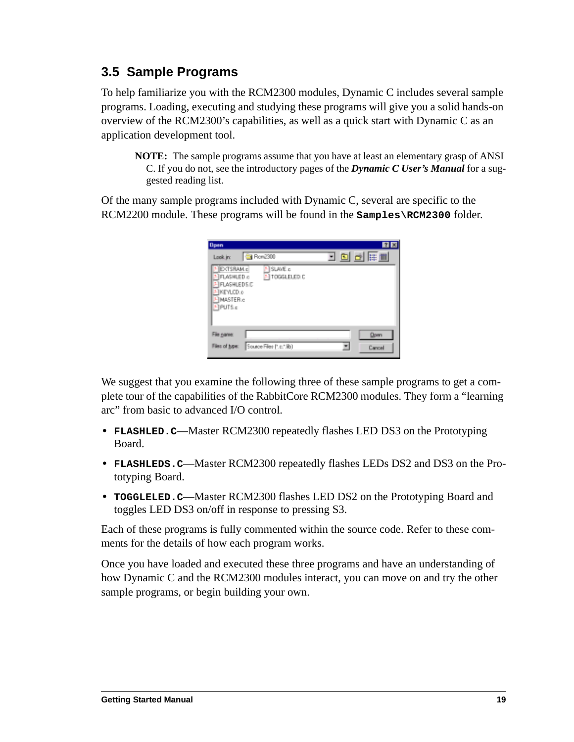## 3.5 Sample Programs

To help familiarize you with the RCM2300 modules, Dynamic C includes several sample programs. Loading, executing and studying these programs will give you a solid hands-on overview of the RCM2300's capabilities, as well as a quick start with Dynamic C as an application development tool.

> **NOTE:** The sample programs assume that you have at least an elementary grasp of ANSI C. If you do not, see the introductory pages of the ***Dynamic C User's Manual*** for a suggested reading list.

Of the many sample programs included with Dynamic C, several are specific to the RCM2200 module. These programs will be found in the **`Samples\RCM2300`** folder.

We suggest that you examine the following three of these sample programs to get a complete tour of the capabilities of the RabbitCore RCM2300 modules. They form a "learning arc" from basic to advanced I/O control.

- **`FLASHLED.C`**—Master RCM2300 repeatedly flashes LED DS3 on the Prototyping Board.
- **`FLASHLEDS.C`**—Master RCM2300 repeatedly flashes LEDs DS2 and DS3 on the Prototyping Board.
- **`TOGGLELED.C`**—Master RCM2300 flashes LED DS2 on the Prototyping Board and toggles LED DS3 on/off in response to pressing S3.

Each of these programs is fully commented within the source code. Refer to these comments for the details of how each program works.

Once you have loaded and executed these three programs and have an understanding of how Dynamic C and the RCM2300 modules interact, you can move on and try the other sample programs, or begin building your own.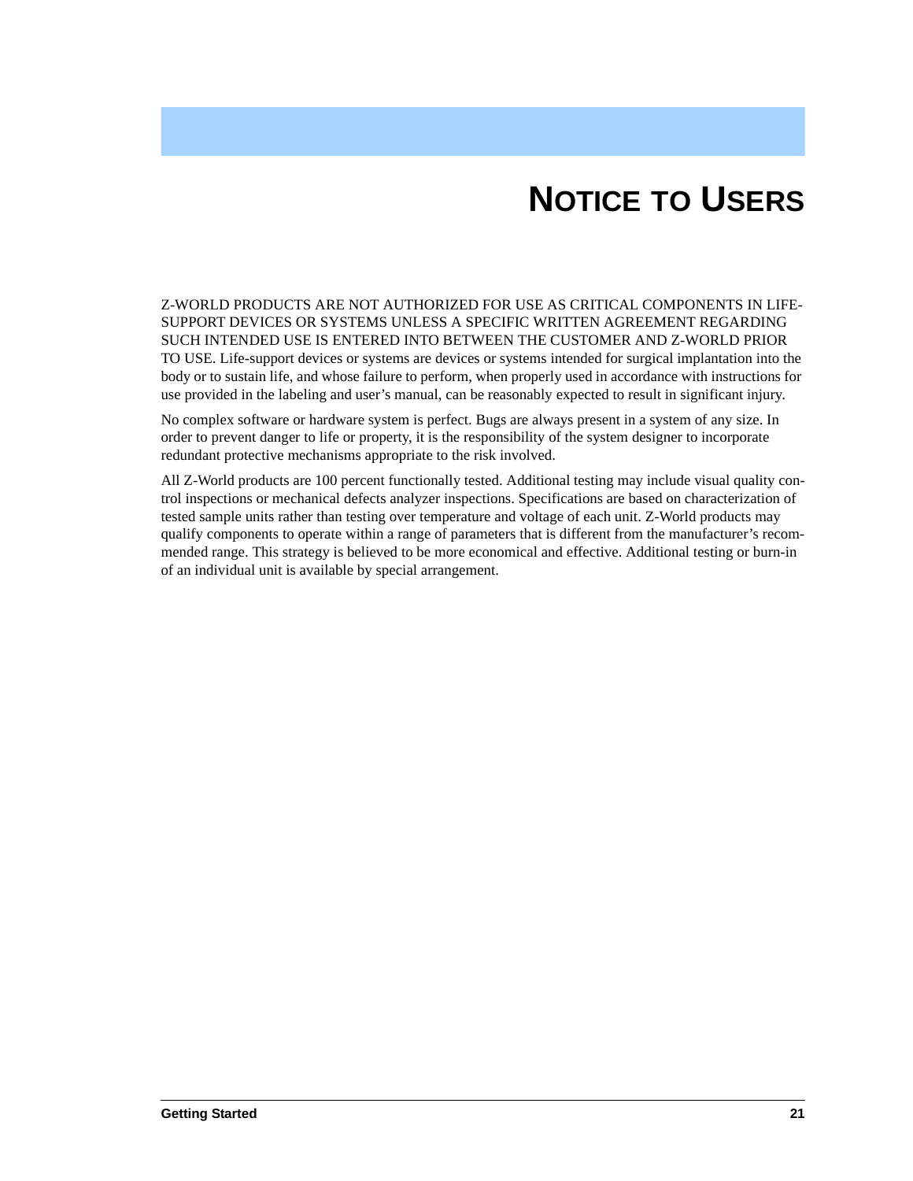# NOTICE TO USERS

Z-WORLD PRODUCTS ARE NOT AUTHORIZED FOR USE AS CRITICAL COMPONENTS IN LIFE-SUPPORT DEVICES OR SYSTEMS UNLESS A SPECIFIC WRITTEN AGREEMENT REGARDING SUCH INTENDED USE IS ENTERED INTO BETWEEN THE CUSTOMER AND Z-WORLD PRIOR TO USE. Life-support devices or systems are devices or systems intended for surgical implantation into the body or to sustain life, and whose failure to perform, when properly used in accordance with instructions for use provided in the labeling and user's manual, can be reasonably expected to result in significant injury.

No complex software or hardware system is perfect. Bugs are always present in a system of any size. In order to prevent danger to life or property, it is the responsibility of the system designer to incorporate redundant protective mechanisms appropriate to the risk involved.

All Z-World products are 100 percent functionally tested. Additional testing may include visual quality control inspections or mechanical defects analyzer inspections. Specifications are based on characterization of tested sample units rather than testing over temperature and voltage of each unit. Z-World products may qualify components to operate within a range of parameters that is different from the manufacturer's recommended range. This strategy is believed to be more economical and effective. Additional testing or burn-in of an individual unit is available by special arrangement.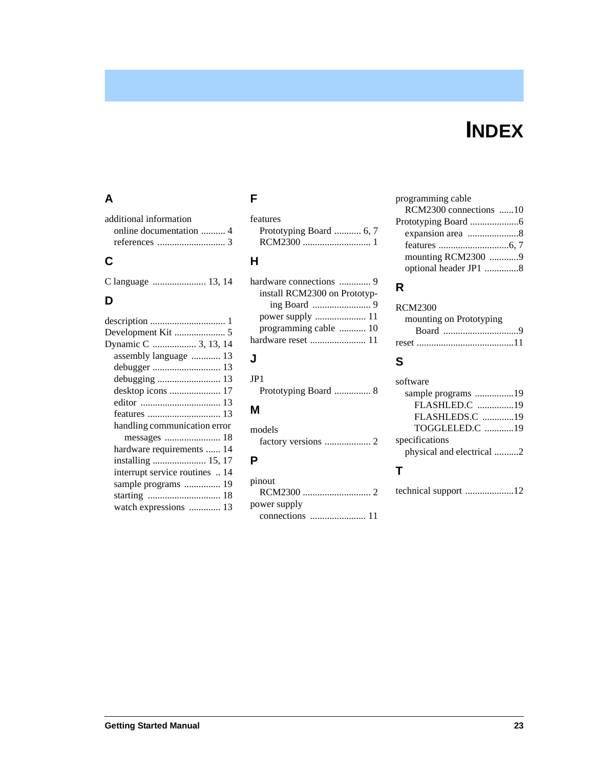# INDEX

## A

additional information
- online documentation .......... 4
- references ............................ 3

## C

C language ...................... 13, 14

## D

description ............................... 1
Development Kit ..................... 5
Dynamic C .................. 3, 13, 14
- assembly language ............ 13
- debugger ............................ 13
- debugging .......................... 13
- desktop icons ..................... 17
- editor ................................. 13
- features .............................. 13
- handling communication error messages ....................... 18
- hardware requirements ...... 14
- installing ...................... 15, 17
- interrupt service routines .. 14
- sample programs ............... 19
- starting .............................. 18
- watch expressions ............. 13

## F

features
- Prototyping Board ........... 6, 7
- RCM2300 ............................ 1

## H

hardware connections ............. 9
- install RCM2300 on Prototyping Board ........................ 9
- power supply ..................... 11
- programming cable ........... 10

hardware reset ....................... 11

## J

JP1
- Prototyping Board ............... 8

## M

models
- factory versions ................... 2

## P

pinout
- RCM2300 ............................ 2

power supply
- connections ....................... 11

programming cable
- RCM2300 connections ......10

Prototyping Board ....................6
- expansion area .....................8
- features .............................6, 7
- mounting RCM2300 ............9
- optional header JP1 ..............8

## R

RCM2300
- mounting on Prototyping Board ...............................9

reset ........................................11

## S

software
- sample programs ................19
  - FLASHLED.C ...............19
  - FLASHLEDS.C .............19
  - TOGGLELED.C ............19

specifications
- physical and electrical ..........2

## T

technical support ....................12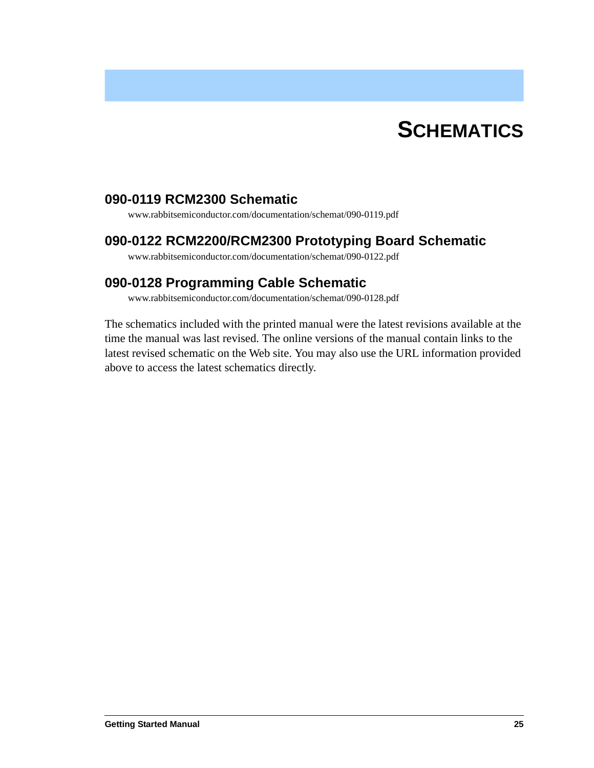# SCHEMATICS

## 090-0119 RCM2300 Schematic

www.rabbitsemiconductor.com/documentation/schemat/090-0119.pdf

## 090-0122 RCM2200/RCM2300 Prototyping Board Schematic

www.rabbitsemiconductor.com/documentation/schemat/090-0122.pdf

## 090-0128 Programming Cable Schematic

www.rabbitsemiconductor.com/documentation/schemat/090-0128.pdf

The schematics included with the printed manual were the latest revisions available at the time the manual was last revised. The online versions of the manual contain links to the latest revised schematic on the Web site. You may also use the URL information provided above to access the latest schematics directly.